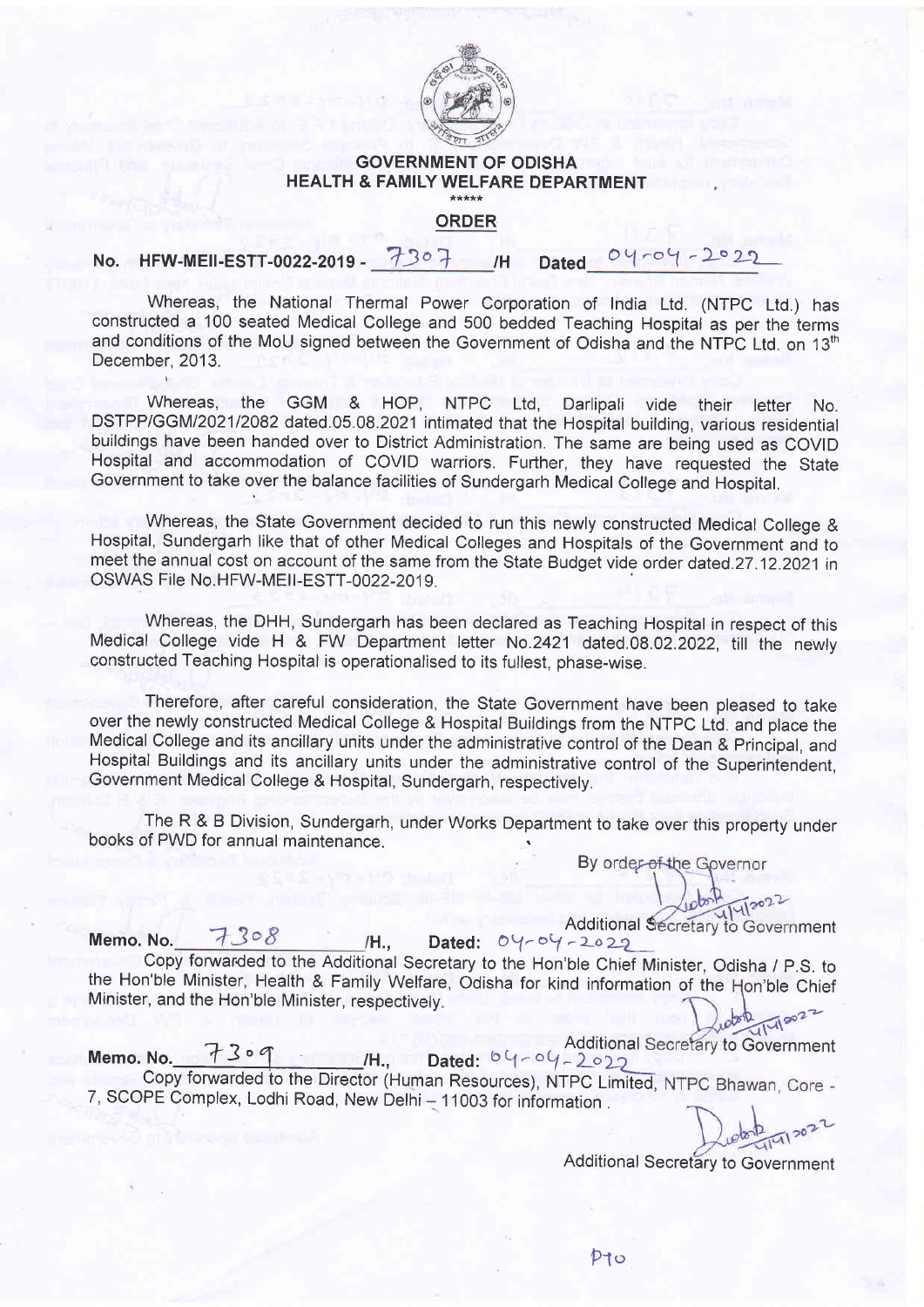**GOVERNMENT OF ODISHA**
**HEALTH & FAMILY WELFARE DEPARTMENT**

\*\*\*\*\*

## ORDER

**No. HFW-MEII-ESTT-0022-2019 - 7307 /H Dated 04-04-2022**

Whereas, the National Thermal Power Corporation of India Ltd. (NTPC Ltd.) has constructed a 100 seated Medical College and 500 bedded Teaching Hospital as per the terms and conditions of the MoU signed between the Government of Odisha and the NTPC Ltd. on 13th December, 2013.

Whereas, the GGM & HOP, NTPC Ltd, Darlipali vide their letter No. DSTPP/GGM/2021/2082 dated.05.08.2021 intimated that the Hospital building, various residential buildings have been handed over to District Administration. The same are being used as COVID Hospital and accommodation of COVID warriors. Further, they have requested the State Government to take over the balance facilities of Sundergarh Medical College and Hospital.

Whereas, the State Government decided to run this newly constructed Medical College & Hospital, Sundergarh like that of other Medical Colleges and Hospitals of the Government and to meet the annual cost on account of the same from the State Budget vide order dated.27.12.2021 in OSWAS File No.HFW-MEII-ESTT-0022-2019.

Whereas, the DHH, Sundergarh has been declared as Teaching Hospital in respect of this Medical College vide H & FW Department letter No.2421 dated.08.02.2022, till the newly constructed Teaching Hospital is operationalised to its fullest, phase-wise.

Therefore, after careful consideration, the State Government have been pleased to take over the newly constructed Medical College & Hospital Buildings from the NTPC Ltd. and place the Medical College and its ancillary units under the administrative control of the Dean & Principal, and Hospital Buildings and its ancillary units under the administrative control of the Superintendent, Government Medical College & Hospital, Sundergarh, respectively.

The R & B Division, Sundergarh, under Works Department to take over this property under books of PWD for annual maintenance.

By order of the Governor

Additional Secretary to Government

**Memo. No. 7308 /H., Dated: 04-04-2022**

Copy forwarded to the Additional Secretary to the Hon'ble Chief Minister, Odisha / P.S. to the Hon'ble Minister, Health & Family Welfare, Odisha for kind information of the Hon'ble Chief Minister, and the Hon'ble Minister, respectively.

Additional Secretary to Government

**Memo. No. 7309 /H., Dated: 04-04-2022**

Copy forwarded to the Director (Human Resources), NTPC Limited, NTPC Bhawan, Core - 7, SCOPE Complex, Lodhi Road, New Delhi – 11003 for information .

Additional Secretary to Government

PTO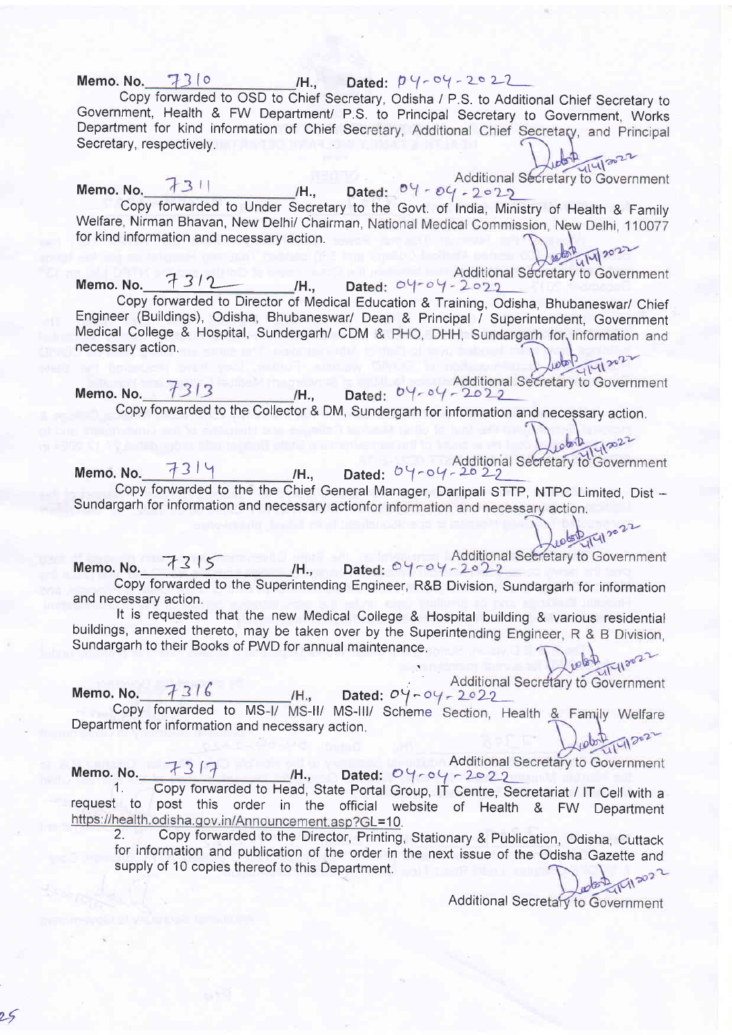**Memo. No.** 7310 **/H., Dated:** 04-04-2022

Copy forwarded to OSD to Chief Secretary, Odisha / P.S. to Additional Chief Secretary to Government, Health & FW Department/ P.S. to Principal Secretary to Government, Works Department for kind information of Chief Secretary, Additional Chief Secretary, and Principal Secretary, respectively.

Additional Secretary to Government

**Memo. No.** 7311 **/H., Dated:** 04-04-2022

Copy forwarded to Under Secretary to the Govt. of India, Ministry of Health & Family Welfare, Nirman Bhavan, New Delhi/ Chairman, National Medical Commission, New Delhi, 110077 for kind information and necessary action.

Additional Secretary to Government

**Memo. No.** 7312 **/H., Dated:** 04-04-2022

Copy forwarded to Director of Medical Education & Training, Odisha, Bhubaneswar/ Chief Engineer (Buildings), Odisha, Bhubaneswar/ Dean & Principal / Superintendent, Government Medical College & Hospital, Sundergarh/ CDM & PHO, DHH, Sundargarh for information and necessary action.

Additional Secretary to Government

**Memo. No.** 7313 **/H., Dated:** 04-04-2022

Copy forwarded to the Collector & DM, Sundergarh for information and necessary action.

Additional Secretary to Government

**Memo. No.** 7314 **/H., Dated:** 04-04-2022

Copy forwarded to the the Chief General Manager, Darlipali STTP, NTPC Limited, Dist – Sundargarh for information and necessary actionfor information and necessary action.

Additional Secretary to Government

**Memo. No.** 7315 **/H., Dated:** 04-04-2022

Copy forwarded to the Superintending Engineer, R&B Division, Sundargarh for information and necessary action.

It is requested that the new Medical College & Hospital building & various residential buildings, annexed thereto, may be taken over by the Superintending Engineer, R & B Division, Sundargarh to their Books of PWD for annual maintenance.

Additional Secretary to Government

**Memo. No.** 7316 **/H., Dated:** 04-04-2022

Copy forwarded to MS-I/ MS-II/ MS-III/ Scheme Section, Health & Family Welfare Department for information and necessary action.

Additional Secretary to Government

**Memo. No.** 7317 **/H., Dated:** 04-04-2022

1. Copy forwarded to Head, State Portal Group, IT Centre, Secretariat / IT Cell with a request to post this order in the official website of Health & FW Department https://health.odisha.gov.in/Announcement.asp?GL=10.
2. Copy forwarded to the Director, Printing, Stationary & Publication, Odisha, Cuttack for information and publication of the order in the next issue of the Odisha Gazette and supply of 10 copies thereof to this Department.

Additional Secretary to Government